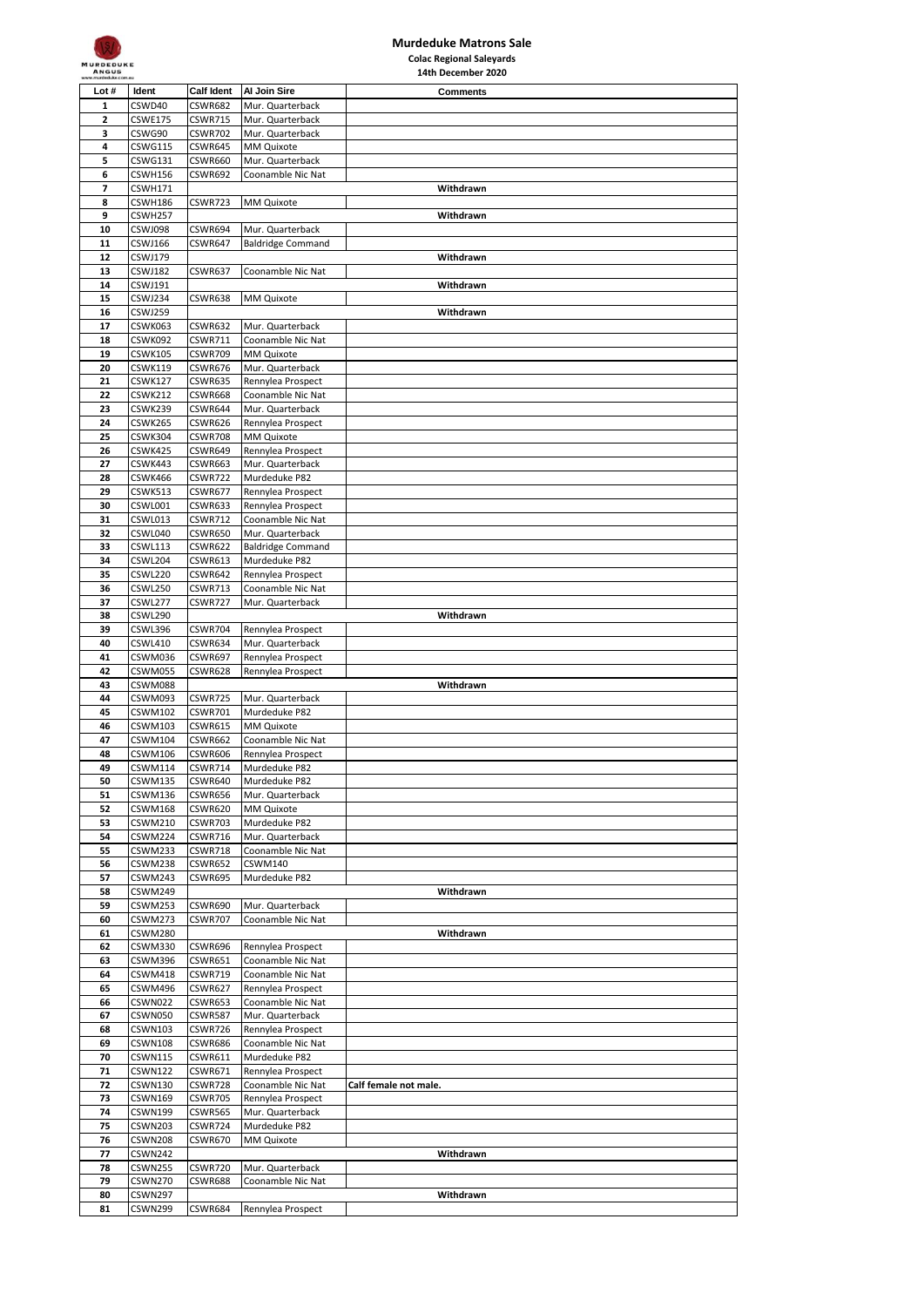# Murdeduke Matrons Sale

**Colac Regional Saleyards**

**14th December 2020**

| Lot # | Ident | Calf Ident | AI Join Sire | Comments |
|---|---|---|---|---|
| 1 | CSWD40 | CSWR682 | Mur. Quarterback | |
| 2 | CSWE175 | CSWR715 | Mur. Quarterback | |
| 3 | CSWG90 | CSWR702 | Mur. Quarterback | |
| 4 | CSWG115 | CSWR645 | MM Quixote | |
| 5 | CSWG131 | CSWR660 | Mur. Quarterback | |
| 6 | CSWH156 | CSWR692 | Coonamble Nic Nat | |
| 7 | CSWH171 | | | Withdrawn |
| 8 | CSWH186 | CSWR723 | MM Quixote | |
| 9 | CSWH257 | | | Withdrawn |
| 10 | CSWJ098 | CSWR694 | Mur. Quarterback | |
| 11 | CSWJ166 | CSWR647 | Baldridge Command | |
| 12 | CSWJ179 | | | Withdrawn |
| 13 | CSWJ182 | CSWR637 | Coonamble Nic Nat | |
| 14 | CSWJ191 | | | Withdrawn |
| 15 | CSWJ234 | CSWR638 | MM Quixote | |
| 16 | CSWJ259 | | | Withdrawn |
| 17 | CSWK063 | CSWR632 | Mur. Quarterback | |
| 18 | CSWK092 | CSWR711 | Coonamble Nic Nat | |
| 19 | CSWK105 | CSWR709 | MM Quixote | |
| 20 | CSWK119 | CSWR676 | Mur. Quarterback | |
| 21 | CSWK127 | CSWR635 | Rennylea Prospect | |
| 22 | CSWK212 | CSWR668 | Coonamble Nic Nat | |
| 23 | CSWK239 | CSWR644 | Mur. Quarterback | |
| 24 | CSWK265 | CSWR626 | Rennylea Prospect | |
| 25 | CSWK304 | CSWR708 | MM Quixote | |
| 26 | CSWK425 | CSWR649 | Rennylea Prospect | |
| 27 | CSWK443 | CSWR663 | Mur. Quarterback | |
| 28 | CSWK466 | CSWR722 | Murdeduke P82 | |
| 29 | CSWK513 | CSWR677 | Rennylea Prospect | |
| 30 | CSWL001 | CSWR633 | Rennylea Prospect | |
| 31 | CSWL013 | CSWR712 | Coonamble Nic Nat | |
| 32 | CSWL040 | CSWR650 | Mur. Quarterback | |
| 33 | CSWL113 | CSWR622 | Baldridge Command | |
| 34 | CSWL204 | CSWR613 | Murdeduke P82 | |
| 35 | CSWL220 | CSWR642 | Rennylea Prospect | |
| 36 | CSWL250 | CSWR713 | Coonamble Nic Nat | |
| 37 | CSWL277 | CSWR727 | Mur. Quarterback | |
| 38 | CSWL290 | | | Withdrawn |
| 39 | CSWL396 | CSWR704 | Rennylea Prospect | |
| 40 | CSWL410 | CSWR634 | Mur. Quarterback | |
| 41 | CSWM036 | CSWR697 | Rennylea Prospect | |
| 42 | CSWM055 | CSWR628 | Rennylea Prospect | |
| 43 | CSWM088 | | | Withdrawn |
| 44 | CSWM093 | CSWR725 | Mur. Quarterback | |
| 45 | CSWM102 | CSWR701 | Murdeduke P82 | |
| 46 | CSWM103 | CSWR615 | MM Quixote | |
| 47 | CSWM104 | CSWR662 | Coonamble Nic Nat | |
| 48 | CSWM106 | CSWR606 | Rennylea Prospect | |
| 49 | CSWM114 | CSWR714 | Murdeduke P82 | |
| 50 | CSWM135 | CSWR640 | Murdeduke P82 | |
| 51 | CSWM136 | CSWR656 | Mur. Quarterback | |
| 52 | CSWM168 | CSWR620 | MM Quixote | |
| 53 | CSWM210 | CSWR703 | Murdeduke P82 | |
| 54 | CSWM224 | CSWR716 | Mur. Quarterback | |
| 55 | CSWM233 | CSWR718 | Coonamble Nic Nat | |
| 56 | CSWM238 | CSWR652 | CSWM140 | |
| 57 | CSWM243 | CSWR695 | Murdeduke P82 | |
| 58 | CSWM249 | | | Withdrawn |
| 59 | CSWM253 | CSWR690 | Mur. Quarterback | |
| 60 | CSWM273 | CSWR707 | Coonamble Nic Nat | |
| 61 | CSWM280 | | | Withdrawn |
| 62 | CSWM330 | CSWR696 | Rennylea Prospect | |
| 63 | CSWM396 | CSWR651 | Coonamble Nic Nat | |
| 64 | CSWM418 | CSWR719 | Coonamble Nic Nat | |
| 65 | CSWM496 | CSWR627 | Rennylea Prospect | |
| 66 | CSWN022 | CSWR653 | Coonamble Nic Nat | |
| 67 | CSWN050 | CSWR587 | Mur. Quarterback | |
| 68 | CSWN103 | CSWR726 | Rennylea Prospect | |
| 69 | CSWN108 | CSWR686 | Coonamble Nic Nat | |
| 70 | CSWN115 | CSWR611 | Murdeduke P82 | |
| 71 | CSWN122 | CSWR671 | Rennylea Prospect | |
| 72 | CSWN130 | CSWR728 | Coonamble Nic Nat | Calf female not male. |
| 73 | CSWN169 | CSWR705 | Rennylea Prospect | |
| 74 | CSWN199 | CSWR565 | Mur. Quarterback | |
| 75 | CSWN203 | CSWR724 | Murdeduke P82 | |
| 76 | CSWN208 | CSWR670 | MM Quixote | |
| 77 | CSWN242 | | | Withdrawn |
| 78 | CSWN255 | CSWR720 | Mur. Quarterback | |
| 79 | CSWN270 | CSWR688 | Coonamble Nic Nat | |
| 80 | CSWN297 | | | Withdrawn |
| 81 | CSWN299 | CSWR684 | Rennylea Prospect | |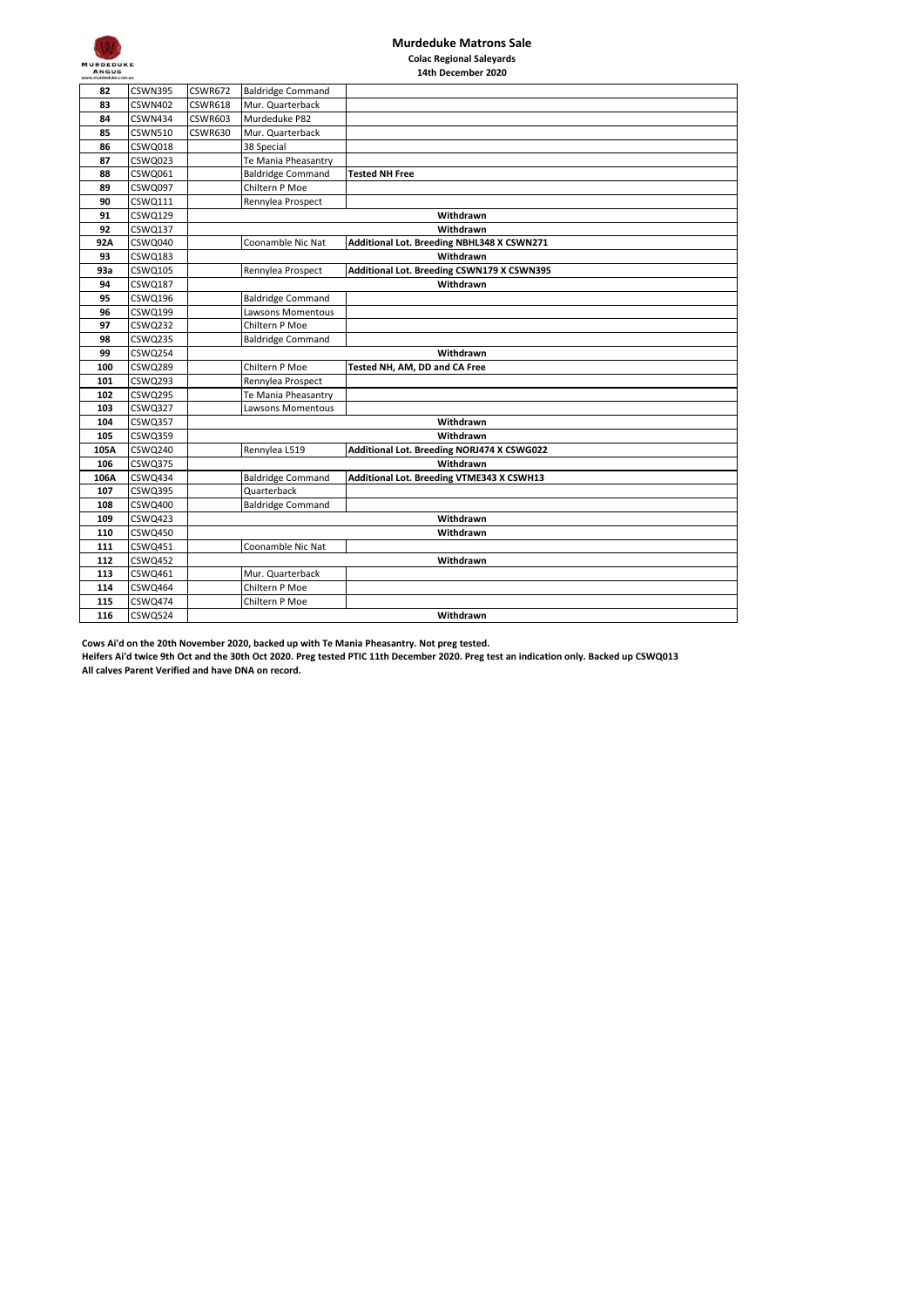# Murdeduke Matrons Sale

**Colac Regional Saleyards**

**14th December 2020**

| | | | | |
|---|---|---|---|---|
| **82** | CSWN395 | CSWR672 | Baldridge Command | |
| **83** | CSWN402 | CSWR618 | Mur. Quarterback | |
| **84** | CSWN434 | CSWR603 | Murdeduke P82 | |
| **85** | CSWN510 | CSWR630 | Mur. Quarterback | |
| **86** | CSWQ018 | | 38 Special | |
| **87** | CSWQ023 | | Te Mania Pheasantry | |
| **88** | CSWQ061 | | Baldridge Command | **Tested NH Free** |
| **89** | CSWQ097 | | Chiltern P Moe | |
| **90** | CSWQ111 | | Rennylea Prospect | |
| **91** | CSWQ129 | | | **Withdrawn** |
| **92** | CSWQ137 | | | **Withdrawn** |
| **92A** | CSWQ040 | | Coonamble Nic Nat | **Additional Lot. Breeding NBHL348 X CSWN271** |
| **93** | CSWQ183 | | | **Withdrawn** |
| **93a** | CSWQ105 | | Rennylea Prospect | **Additional Lot. Breeding CSWN179 X CSWN395** |
| **94** | CSWQ187 | | | **Withdrawn** |
| **95** | CSWQ196 | | Baldridge Command | |
| **96** | CSWQ199 | | Lawsons Momentous | |
| **97** | CSWQ232 | | Chiltern P Moe | |
| **98** | CSWQ235 | | Baldridge Command | |
| **99** | CSWQ254 | | | **Withdrawn** |
| **100** | CSWQ289 | | Chiltern P Moe | **Tested NH, AM, DD and CA Free** |
| **101** | CSWQ293 | | Rennylea Prospect | |
| **102** | CSWQ295 | | Te Mania Pheasantry | |
| **103** | CSWQ327 | | Lawsons Momentous | |
| **104** | CSWQ357 | | | **Withdrawn** |
| **105** | CSWQ359 | | | **Withdrawn** |
| **105A** | CSWQ240 | | Rennylea L519 | **Additional Lot. Breeding NORJ474 X CSWG022** |
| **106** | CSWQ375 | | | **Withdrawn** |
| **106A** | CSWQ434 | | Baldridge Command | **Additional Lot. Breeding VTME343 X CSWH13** |
| **107** | CSWQ395 | | Quarterback | |
| **108** | CSWQ400 | | Baldridge Command | |
| **109** | CSWQ423 | | | **Withdrawn** |
| **110** | CSWQ450 | | | **Withdrawn** |
| **111** | CSWQ451 | | Coonamble Nic Nat | |
| **112** | CSWQ452 | | | **Withdrawn** |
| **113** | CSWQ461 | | Mur. Quarterback | |
| **114** | CSWQ464 | | Chiltern P Moe | |
| **115** | CSWQ474 | | Chiltern P Moe | |
| **116** | CSWQ524 | | | **Withdrawn** |

**Cows Ai'd on the 20th November 2020, backed up with Te Mania Pheasantry. Not preg tested.**
**Heifers Ai'd twice 9th Oct and the 30th Oct 2020. Preg tested PTIC 11th December 2020. Preg test an indication only. Backed up CSWQ013**
**All calves Parent Verified and have DNA on record.**